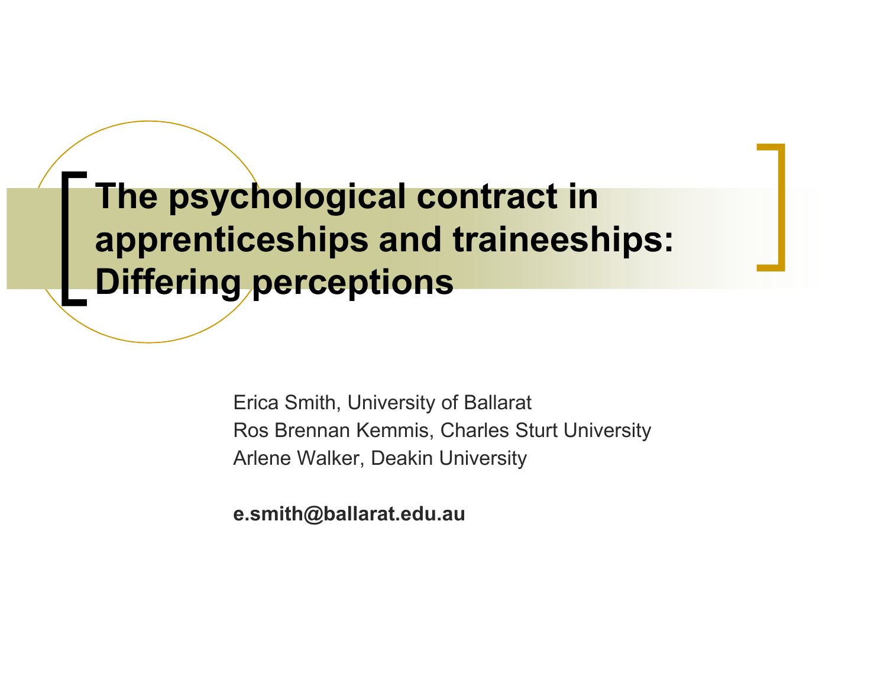# The psychological contract in apprenticeships and traineeships: Differing perceptions

Erica Smith, University of Ballarat
Ros Brennan Kemmis, Charles Sturt University
Arlene Walker, Deakin University

**e.smith@ballarat.edu.au**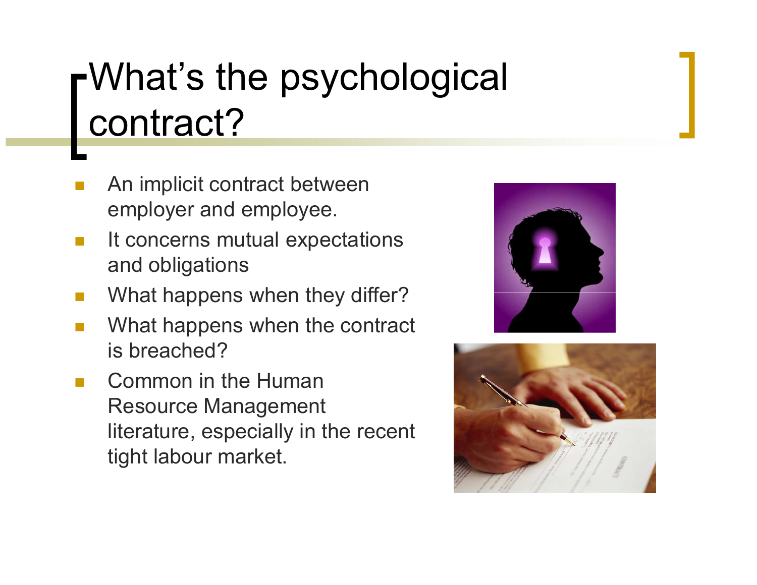# What's the psychological contract?

- An implicit contract between employer and employee.
- It concerns mutual expectations and obligations
- What happens when they differ?
- What happens when the contract is breached?
- Common in the Human Resource Management literature, especially in the recent tight labour market.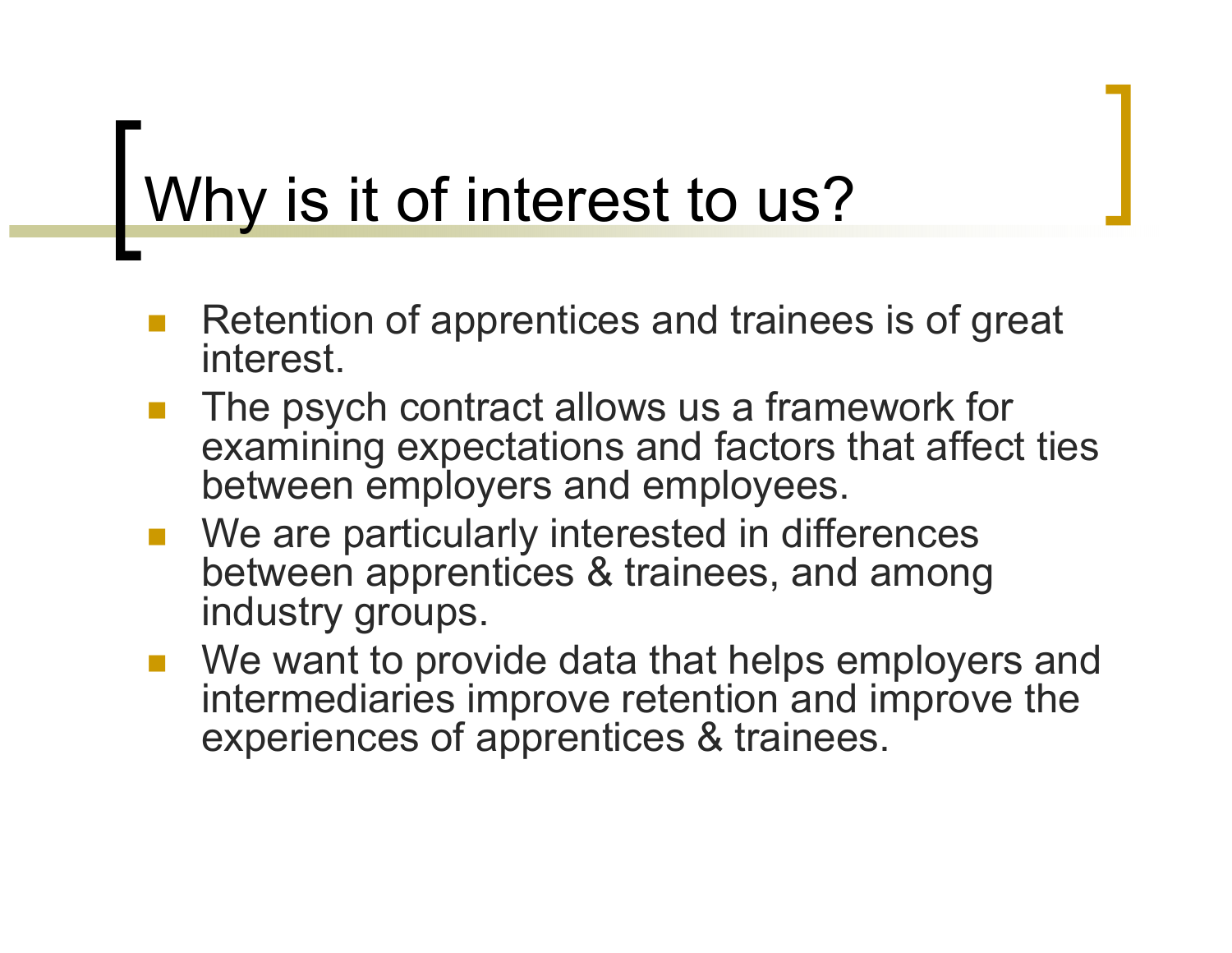# Why is it of interest to us?

- Retention of apprentices and trainees is of great interest.
- The psych contract allows us a framework for examining expectations and factors that affect ties between employers and employees.
- We are particularly interested in differences between apprentices & trainees, and among industry groups.
- We want to provide data that helps employers and intermediaries improve retention and improve the experiences of apprentices & trainees.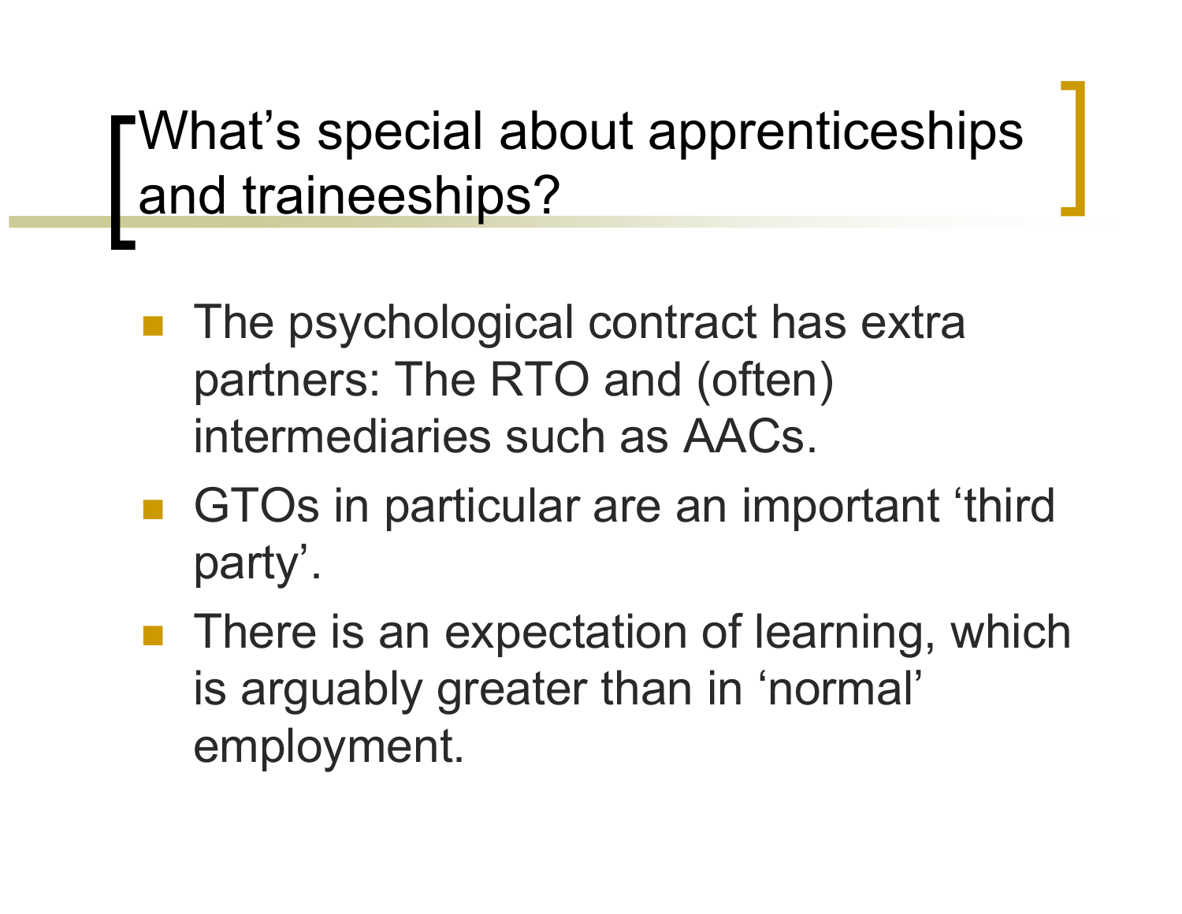# What's special about apprenticeships and traineeships?

- The psychological contract has extra partners: The RTO and (often) intermediaries such as AACs.
- GTOs in particular are an important 'third party'.
- There is an expectation of learning, which is arguably greater than in 'normal' employment.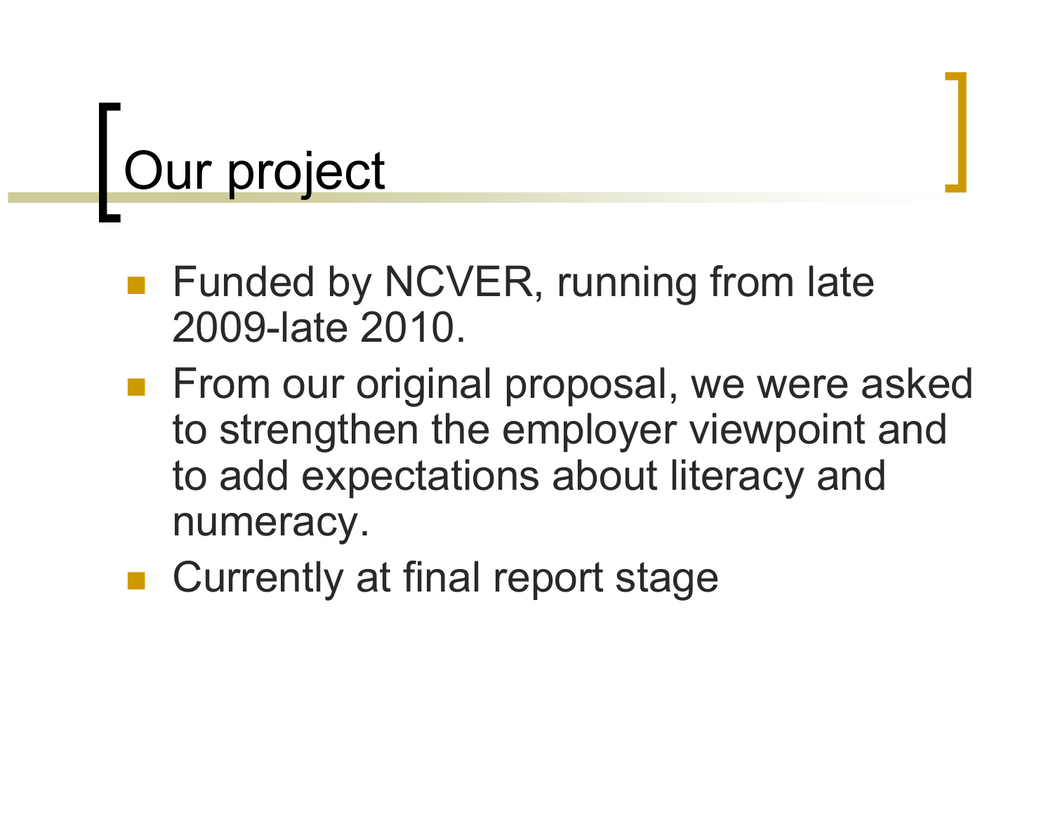# Our project

- Funded by NCVER, running from late 2009-late 2010.
- From our original proposal, we were asked to strengthen the employer viewpoint and to add expectations about literacy and numeracy.
- Currently at final report stage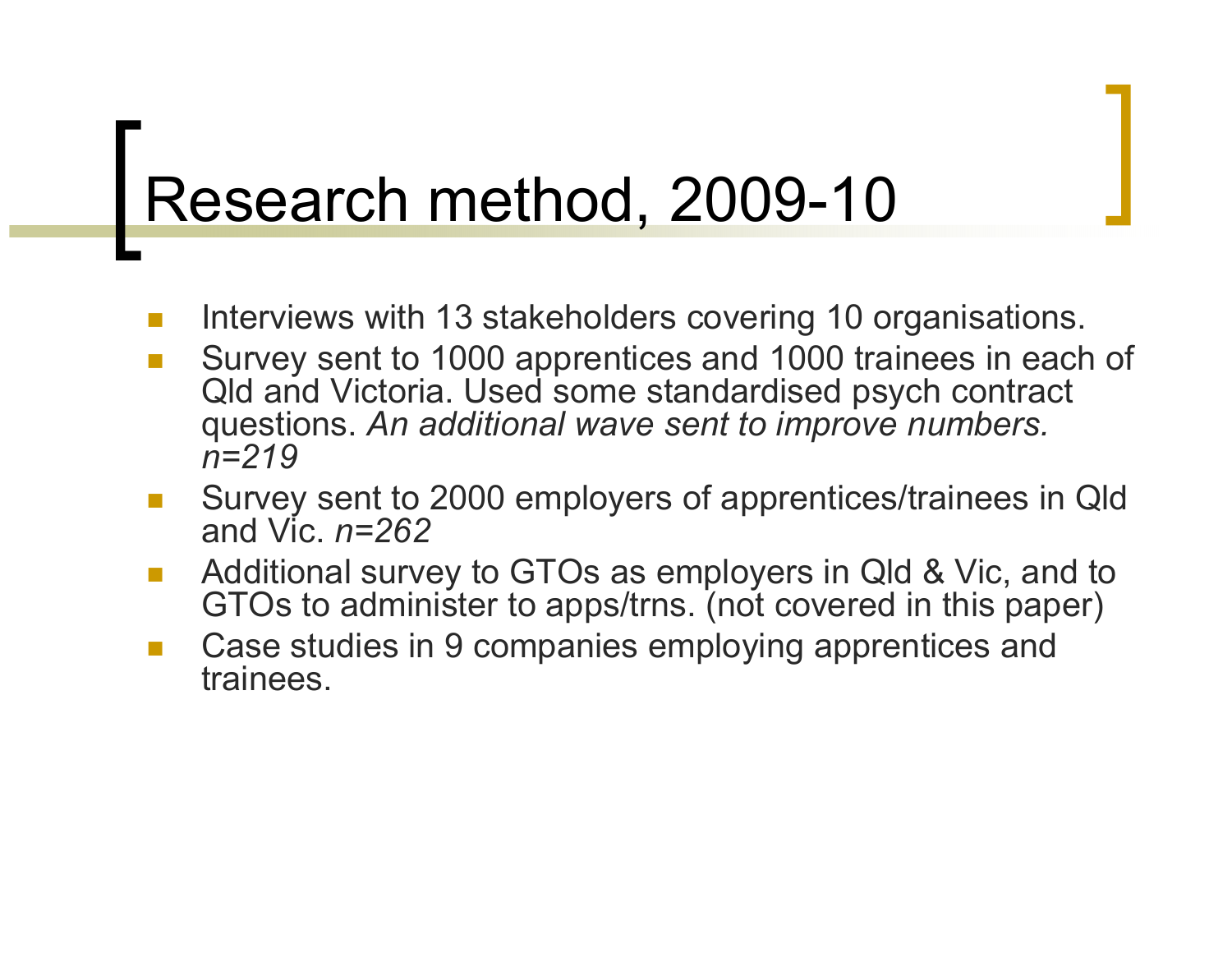# Research method, 2009-10

- Interviews with 13 stakeholders covering 10 organisations.
- Survey sent to 1000 apprentices and 1000 trainees in each of Qld and Victoria. Used some standardised psych contract questions. *An additional wave sent to improve numbers. n=219*
- Survey sent to 2000 employers of apprentices/trainees in Qld and Vic. *n=262*
- Additional survey to GTOs as employers in Qld & Vic, and to GTOs to administer to apps/trns. (not covered in this paper)
- Case studies in 9 companies employing apprentices and trainees.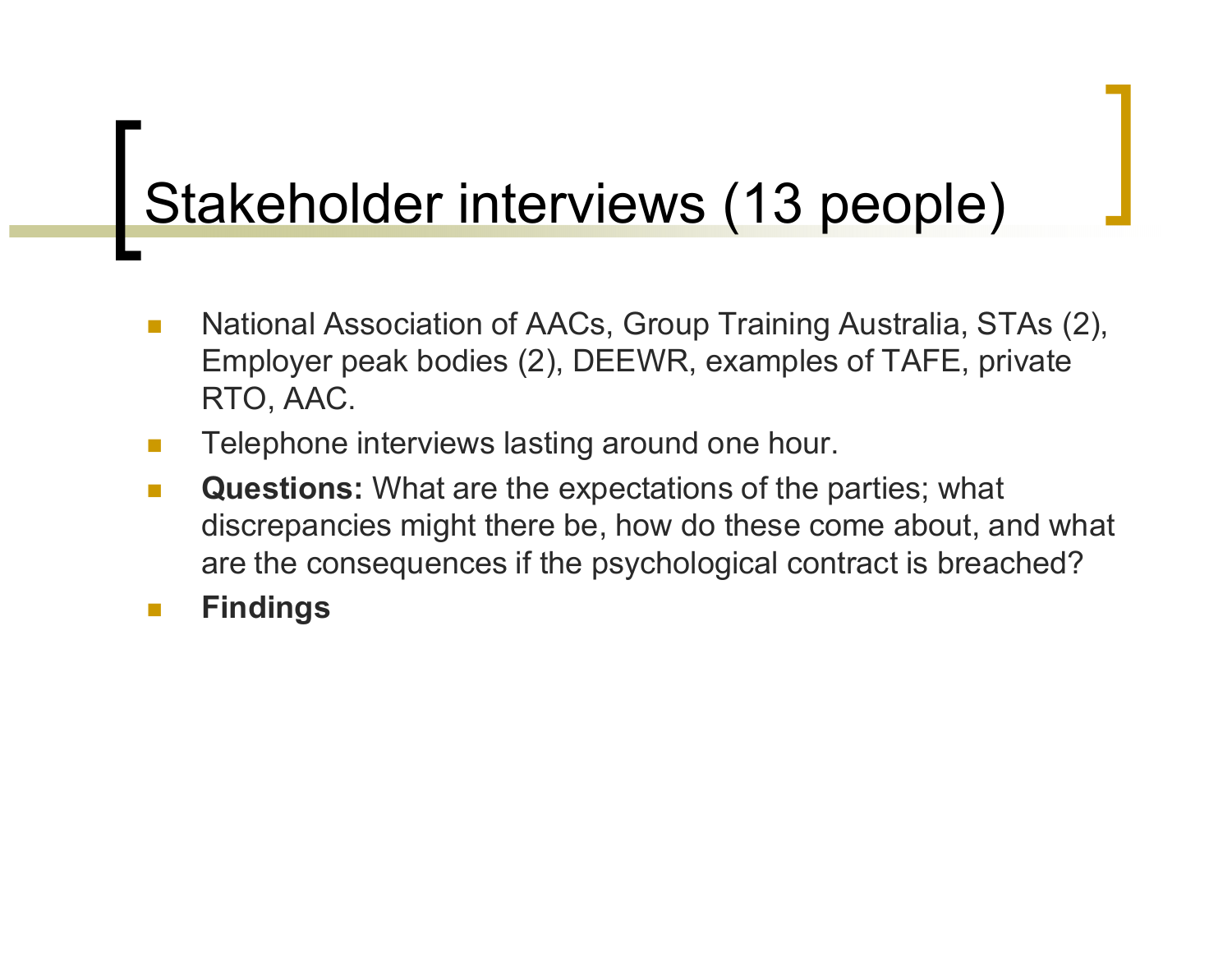# Stakeholder interviews (13 people)

- National Association of AACs, Group Training Australia, STAs (2), Employer peak bodies (2), DEEWR, examples of TAFE, private RTO, AAC.
- Telephone interviews lasting around one hour.
- **Questions:** What are the expectations of the parties; what discrepancies might there be, how do these come about, and what are the consequences if the psychological contract is breached?
- **Findings**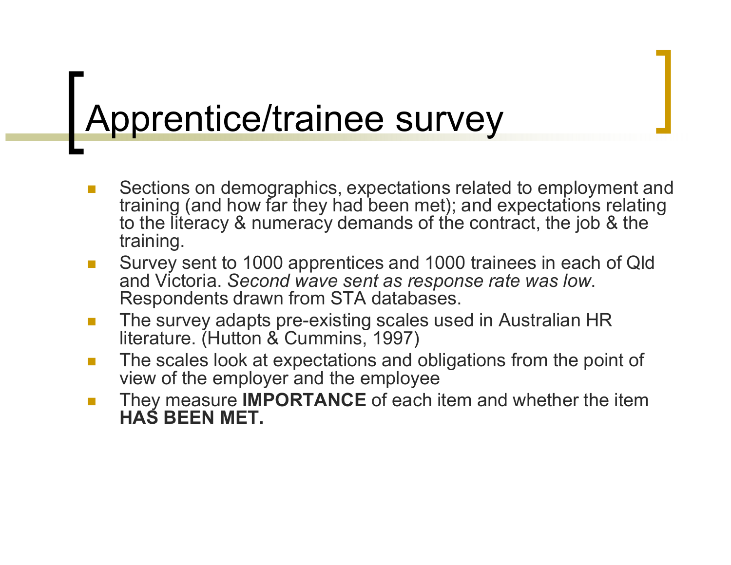# Apprentice/trainee survey

- Sections on demographics, expectations related to employment and training (and how far they had been met); and expectations relating to the literacy & numeracy demands of the contract, the job & the training.
- Survey sent to 1000 apprentices and 1000 trainees in each of Qld and Victoria. *Second wave sent as response rate was low*. Respondents drawn from STA databases.
- The survey adapts pre-existing scales used in Australian HR literature. (Hutton & Cummins, 1997)
- The scales look at expectations and obligations from the point of view of the employer and the employee
- They measure **IMPORTANCE** of each item and whether the item **HAS BEEN MET.**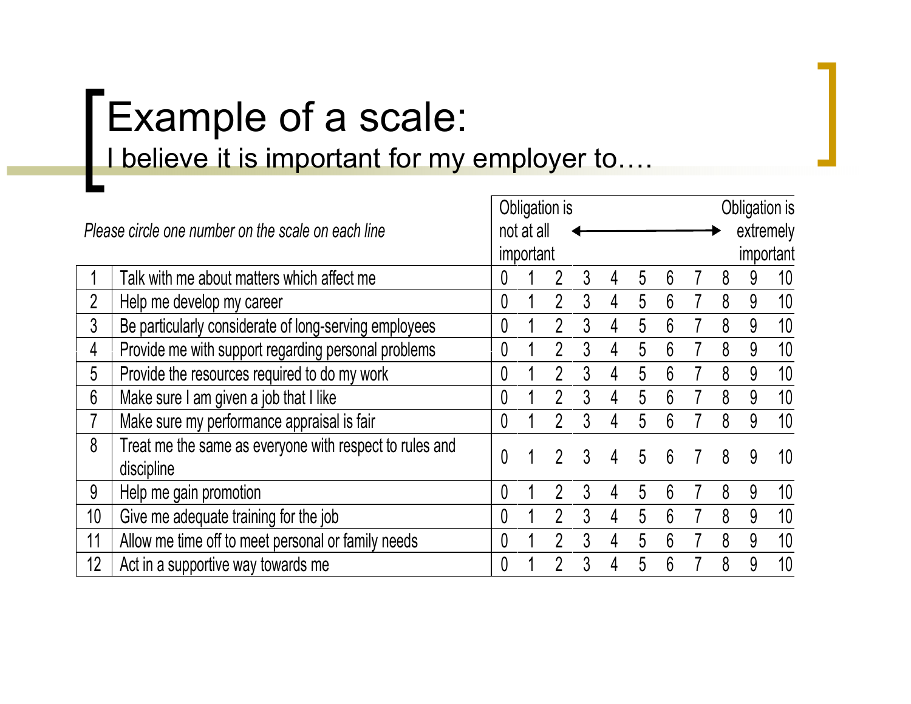# Example of a scale:

I believe it is important for my employer to….

| | *Please circle one number on the scale on each line* | Obligation is not at all important | | | | | ⟵⟶ | | | | | Obligation is extremely important |
|---|---|---|---|---|---|---|---|---|---|---|---|---|
| 1 | Talk with me about matters which affect me | 0 | 1 | 2 | 3 | 4 | 5 | 6 | 7 | 8 | 9 | 10 |
| 2 | Help me develop my career | 0 | 1 | 2 | 3 | 4 | 5 | 6 | 7 | 8 | 9 | 10 |
| 3 | Be particularly considerate of long-serving employees | 0 | 1 | 2 | 3 | 4 | 5 | 6 | 7 | 8 | 9 | 10 |
| 4 | Provide me with support regarding personal problems | 0 | 1 | 2 | 3 | 4 | 5 | 6 | 7 | 8 | 9 | 10 |
| 5 | Provide the resources required to do my work | 0 | 1 | 2 | 3 | 4 | 5 | 6 | 7 | 8 | 9 | 10 |
| 6 | Make sure I am given a job that I like | 0 | 1 | 2 | 3 | 4 | 5 | 6 | 7 | 8 | 9 | 10 |
| 7 | Make sure my performance appraisal is fair | 0 | 1 | 2 | 3 | 4 | 5 | 6 | 7 | 8 | 9 | 10 |
| 8 | Treat me the same as everyone with respect to rules and discipline | 0 | 1 | 2 | 3 | 4 | 5 | 6 | 7 | 8 | 9 | 10 |
| 9 | Help me gain promotion | 0 | 1 | 2 | 3 | 4 | 5 | 6 | 7 | 8 | 9 | 10 |
| 10 | Give me adequate training for the job | 0 | 1 | 2 | 3 | 4 | 5 | 6 | 7 | 8 | 9 | 10 |
| 11 | Allow me time off to meet personal or family needs | 0 | 1 | 2 | 3 | 4 | 5 | 6 | 7 | 8 | 9 | 10 |
| 12 | Act in a supportive way towards me | 0 | 1 | 2 | 3 | 4 | 5 | 6 | 7 | 8 | 9 | 10 |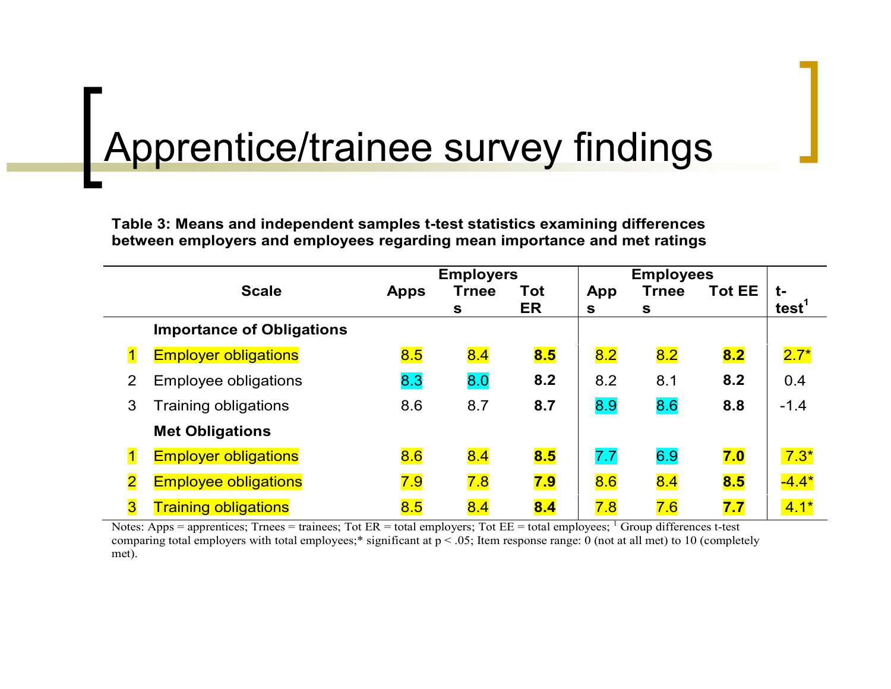# Apprentice/trainee survey findings

**Table 3: Means and independent samples t-test statistics examining differences between employers and employees regarding mean importance and met ratings**

| | Scale | Employers | | | Employees | | | |
|---|---|---|---|---|---|---|---|---|
| | | Apps | Trnees | Tot ER | Apps | Trnees | Tot EE | t-test[1] |
| | **Importance of Obligations** | | | | | | | |
| 1 | Employer obligations | 8.5 | 8.4 | **8.5** | 8.2 | 8.2 | **8.2** | 2.7* |
| 2 | Employee obligations | 8.3 | 8.0 | **8.2** | 8.2 | 8.1 | **8.2** | 0.4 |
| 3 | Training obligations | 8.6 | 8.7 | **8.7** | 8.9 | 8.6 | **8.8** | -1.4 |
| | **Met Obligations** | | | | | | | |
| 1 | Employer obligations | 8.6 | 8.4 | **8.5** | 7.7 | 6.9 | **7.0** | 7.3* |
| 2 | Employee obligations | 7.9 | 7.8 | **7.9** | 8.6 | 8.4 | **8.5** | -4.4* |
| 3 | Training obligations | 8.5 | 8.4 | **8.4** | 7.8 | 7.6 | **7.7** | 4.1* |

Notes: Apps = apprentices; Trnees = trainees; Tot ER = total employers; Tot EE = total employees; [1] Group differences t-test comparing total employers with total employees;* significant at $p < .05$; Item response range: 0 (not at all met) to 10 (completely met).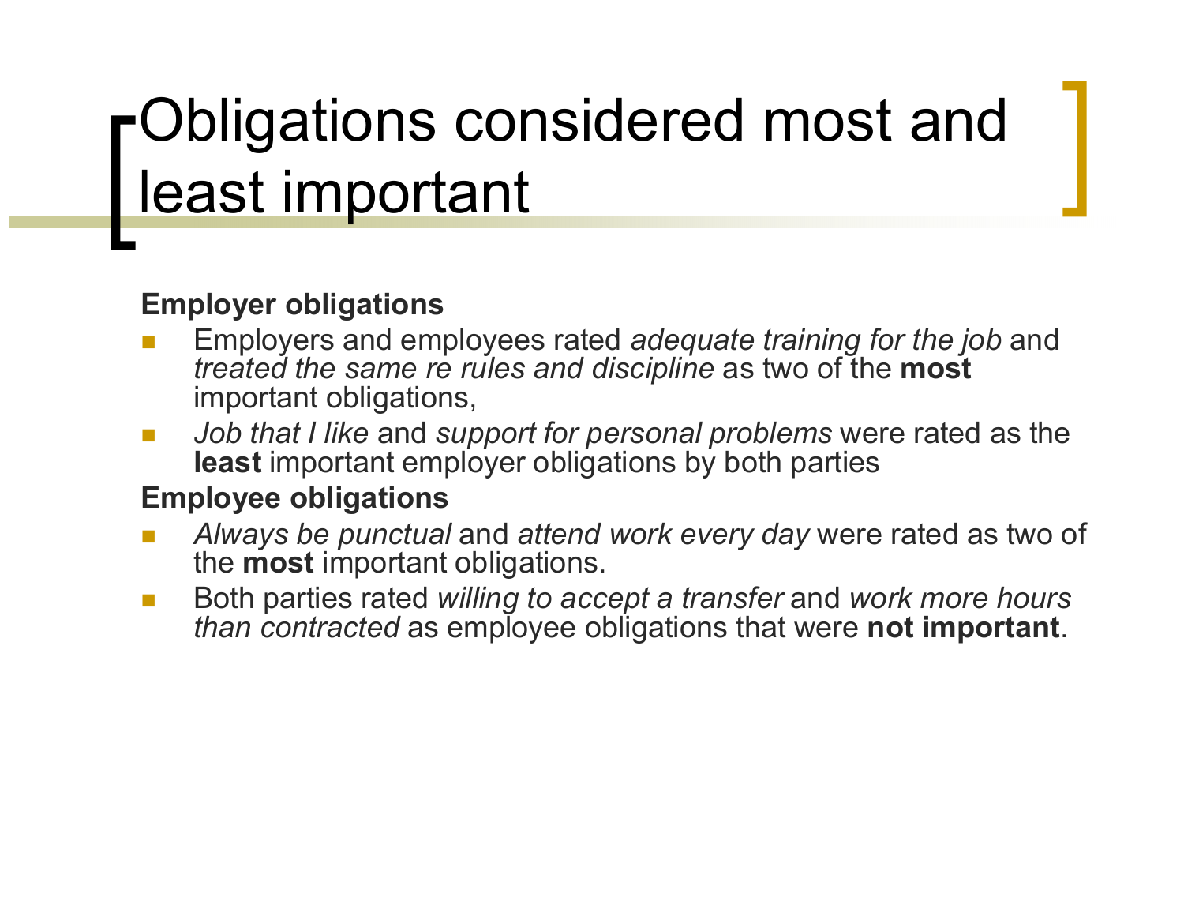# Obligations considered most and least important

**Employer obligations**

- Employers and employees rated *adequate training for the job* and *treated the same re rules and discipline* as two of the **most** important obligations,
- *Job that I like* and *support for personal problems* were rated as the **least** important employer obligations by both parties

**Employee obligations**

- *Always be punctual* and *attend work every day* were rated as two of the **most** important obligations.
- Both parties rated *willing to accept a transfer* and *work more hours than contracted* as employee obligations that were **not important**.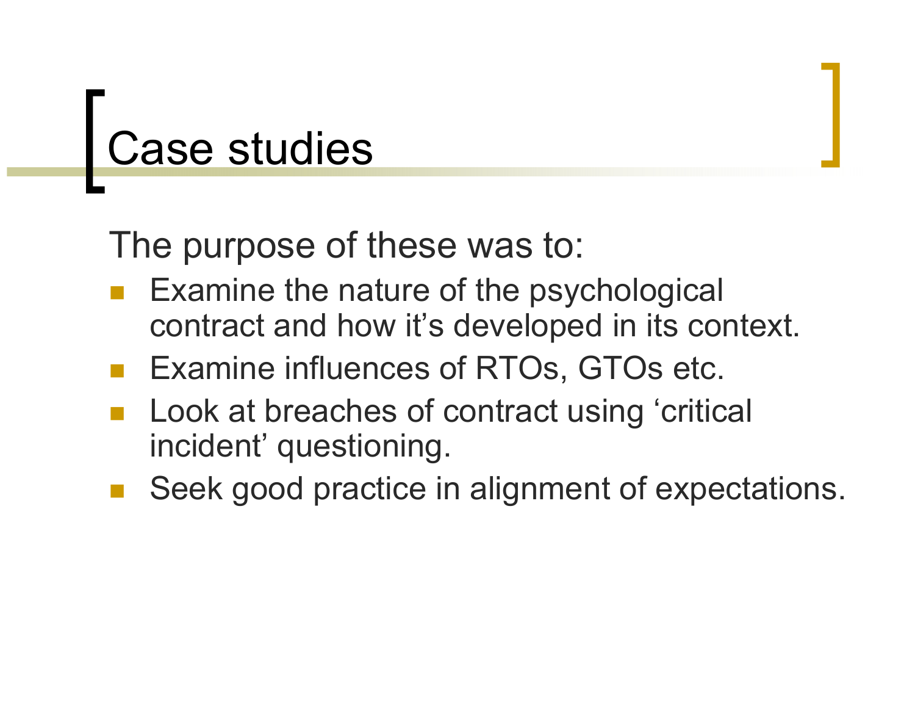# Case studies

The purpose of these was to:

- Examine the nature of the psychological contract and how it's developed in its context.
- Examine influences of RTOs, GTOs etc.
- Look at breaches of contract using 'critical incident' questioning.
- Seek good practice in alignment of expectations.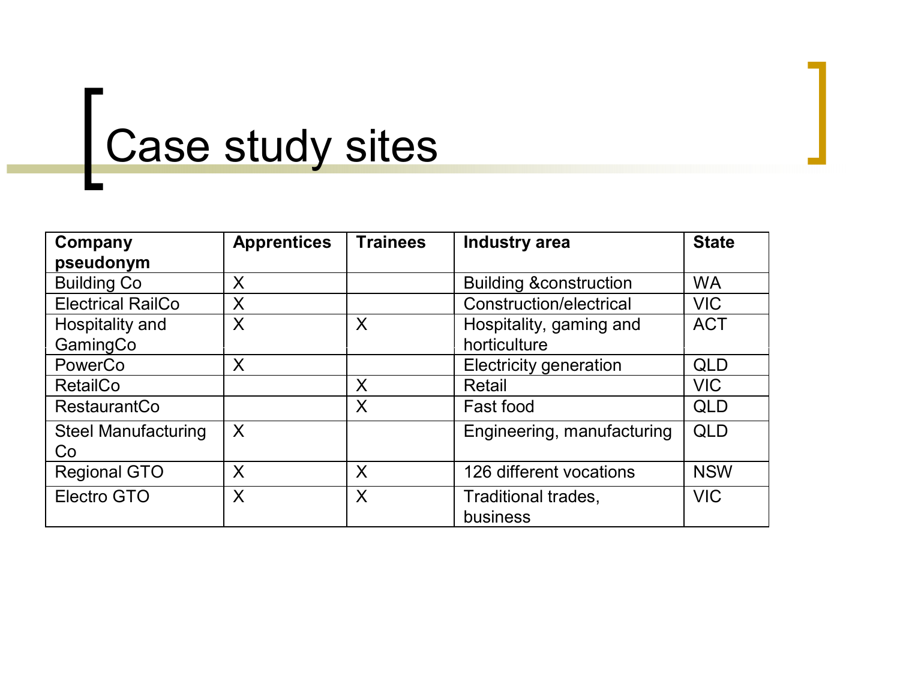# Case study sites

| Company pseudonym | Apprentices | Trainees | Industry area | State |
|---|---|---|---|---|
| Building Co | X | | Building &construction | WA |
| Electrical RailCo | X | | Construction/electrical | VIC |
| Hospitality and GamingCo | X | X | Hospitality, gaming and horticulture | ACT |
| PowerCo | X | | Electricity generation | QLD |
| RetailCo | | X | Retail | VIC |
| RestaurantCo | | X | Fast food | QLD |
| Steel Manufacturing Co | X | | Engineering, manufacturing | QLD |
| Regional GTO | X | X | 126 different vocations | NSW |
| Electro GTO | X | X | Traditional trades, business | VIC |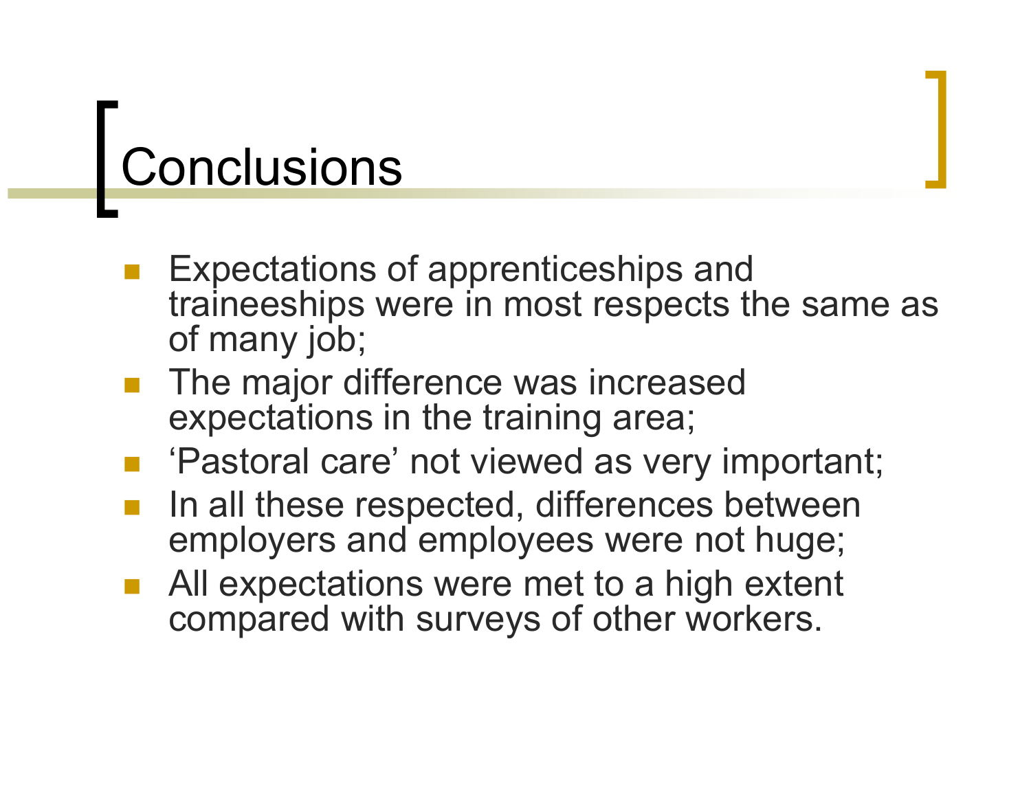# Conclusions

- Expectations of apprenticeships and traineeships were in most respects the same as of many job;
- The major difference was increased expectations in the training area;
- 'Pastoral care' not viewed as very important;
- In all these respected, differences between employers and employees were not huge;
- All expectations were met to a high extent compared with surveys of other workers.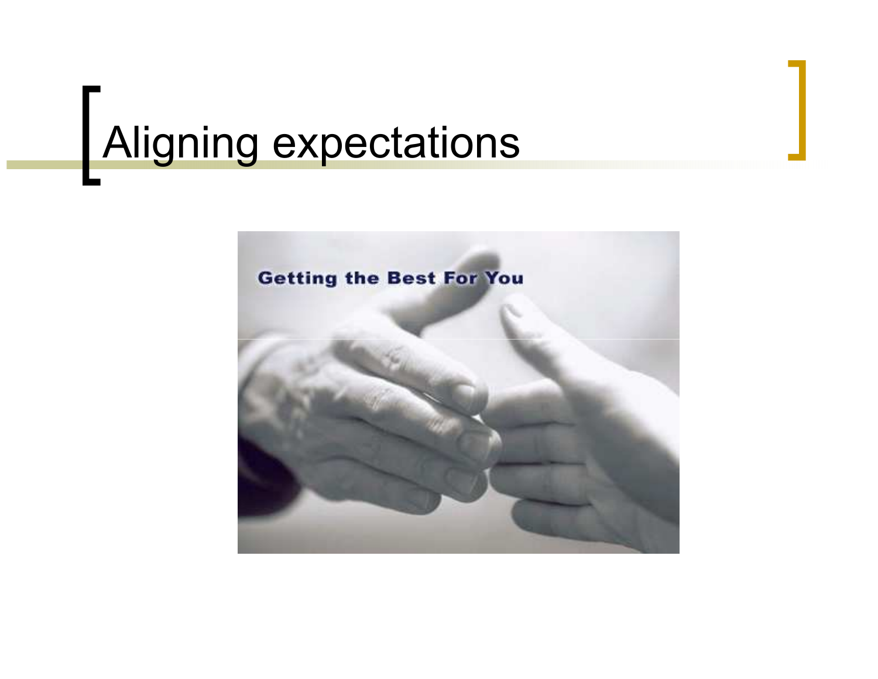# Aligning expectations

Getting the Best For You